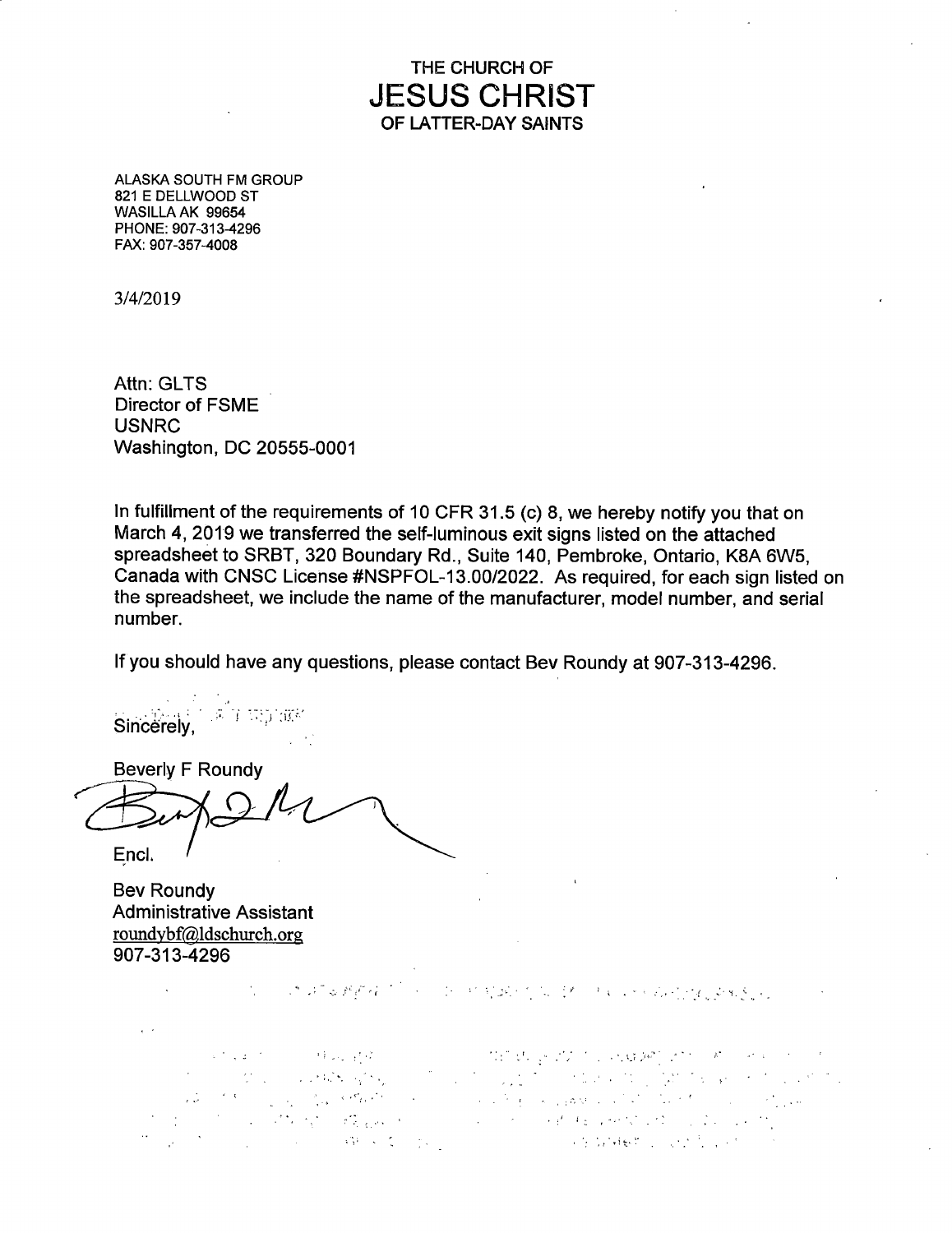# THE CHURCH OF
# JESUS CHRIST
# OF LATTER-DAY SAINTS

ALASKA SOUTH FM GROUP
821 E DELLWOOD ST
WASILLA AK 99654
PHONE: 907-313-4296
FAX: 907-357-4008

3/4/2019

Attn: GLTS
Director of FSME
USNRC
Washington, DC 20555-0001

In fulfillment of the requirements of 10 CFR 31.5 (c) 8, we hereby notify you that on March 4, 2019 we transferred the self-luminous exit signs listed on the attached spreadsheet to SRBT, 320 Boundary Rd., Suite 140, Pembroke, Ontario, K8A 6W5, Canada with CNSC License #NSPFOL-13.00/2022. As required, for each sign listed on the spreadsheet, we include the name of the manufacturer, model number, and serial number.

If you should have any questions, please contact Bev Roundy at 907-313-4296.

Sincerely,

Beverly F Roundy

Encl.

Bev Roundy
Administrative Assistant
roundybf@ldschurch.org
907-313-4296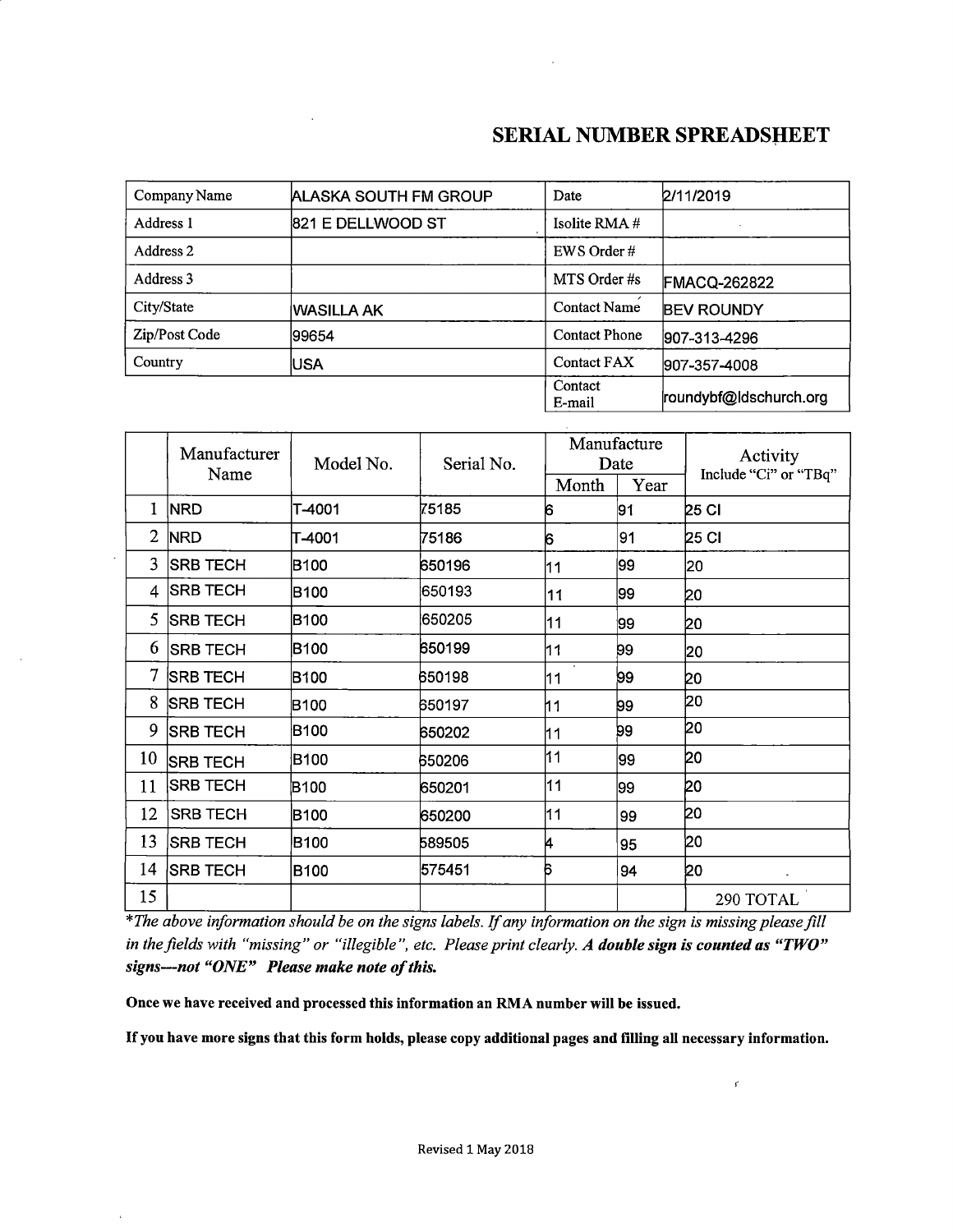# SERIAL NUMBER SPREADSHEET

| Company Name | ALASKA SOUTH FM GROUP | Date | 2/11/2019 |
|---|---|---|---|
| Address 1 | 821 E DELLWOOD ST | Isolite RMA # | |
| Address 2 | | EWS Order # | |
| Address 3 | | MTS Order #s | FMACQ-262822 |
| City/State | WASILLA AK | Contact Name | BEV ROUNDY |
| Zip/Post Code | 99654 | Contact Phone | 907-313-4296 |
| Country | USA | Contact FAX | 907-357-4008 |
| | | Contact E-mail | roundybf@ldschurch.org |

| | Manufacturer Name | Model No. | Serial No. | Manufacture Date | | Activity Include "Ci" or "TBq" |
|---|---|---|---|---|---|---|
| | | | | Month | Year | |
| 1 | NRD | T-4001 | 75185 | 6 | 91 | 25 CI |
| 2 | NRD | T-4001 | 75186 | 6 | 91 | 25 CI |
| 3 | SRB TECH | B100 | 650196 | 11 | 99 | 20 |
| 4 | SRB TECH | B100 | 650193 | 11 | 99 | 20 |
| 5 | SRB TECH | B100 | 650205 | 11 | 99 | 20 |
| 6 | SRB TECH | B100 | 650199 | 11 | 99 | 20 |
| 7 | SRB TECH | B100 | 650198 | 11 | 99 | 20 |
| 8 | SRB TECH | B100 | 650197 | 11 | 99 | 20 |
| 9 | SRB TECH | B100 | 650202 | 11 | 99 | 20 |
| 10 | SRB TECH | B100 | 650206 | 11 | 99 | 20 |
| 11 | SRB TECH | B100 | 650201 | 11 | 99 | 20 |
| 12 | SRB TECH | B100 | 650200 | 11 | 99 | 20 |
| 13 | SRB TECH | B100 | 589505 | 4 | 95 | 20 |
| 14 | SRB TECH | B100 | 575451 | 6 | 94 | 20 |
| 15 | | | | | | 290 TOTAL |

**Note:** *The above information should be on the signs labels. If any information on the sign is missing please fill in the fields with "missing" or "illegible", etc. Please print clearly.* ***A double sign is counted as "TWO" signs—not "ONE" Please make note of this.***

**Once we have received and processed this information an RMA number will be issued.**

**If you have more signs that this form holds, please copy additional pages and filling all necessary information.**

Revised 1 May 2018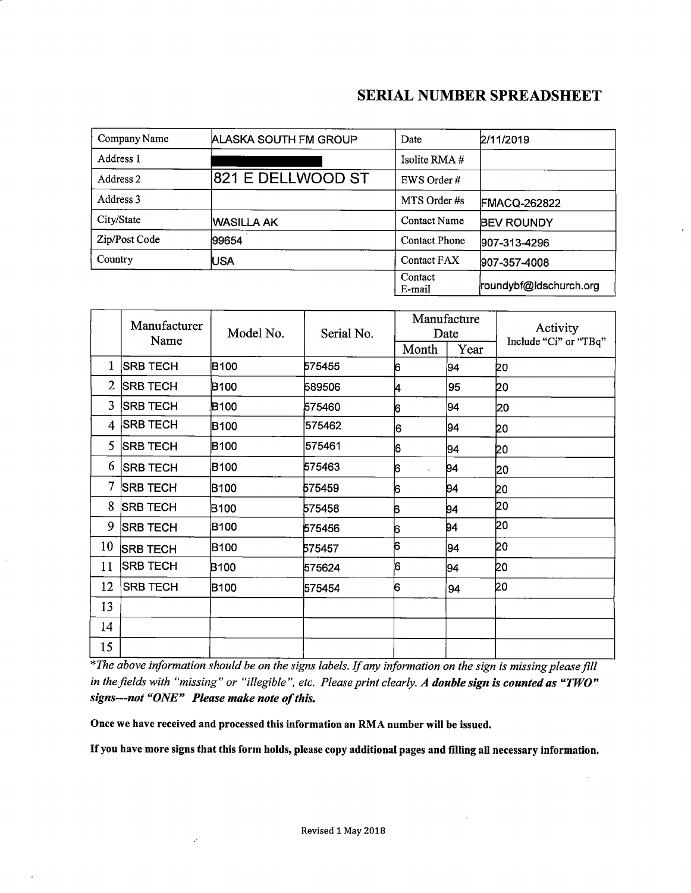# SERIAL NUMBER SPREADSHEET

| Company Name | ALASKA SOUTH FM GROUP | Date | 2/11/2019 |
|---|---|---|---|
| Address 1 | | Isolite RMA # | |
| Address 2 | 821 E DELLWOOD ST | EWS Order # | |
| Address 3 | | MTS Order #s | FMACQ-262822 |
| City/State | WASILLA AK | Contact Name | BEV ROUNDY |
| Zip/Post Code | 99654 | Contact Phone | 907-313-4296 |
| Country | USA | Contact FAX | 907-357-4008 |
| | | Contact E-mail | roundybf@ldschurch.org |

| | Manufacturer Name | Model No. | Serial No. | Manufacture Date | | Activity Include "Ci" or "TBq" |
|---|---|---|---|---|---|---|
| | | | | Month | Year | |
| 1 | SRB TECH | B100 | 575455 | 6 | 94 | 20 |
| 2 | SRB TECH | B100 | 589506 | 4 | 95 | 20 |
| 3 | SRB TECH | B100 | 575460 | 6 | 94 | 20 |
| 4 | SRB TECH | B100 | 575462 | 6 | 94 | 20 |
| 5 | SRB TECH | B100 | 575461 | 6 | 94 | 20 |
| 6 | SRB TECH | B100 | 575463 | 6 | 94 | 20 |
| 7 | SRB TECH | B100 | 575459 | 6 | 94 | 20 |
| 8 | SRB TECH | B100 | 575458 | 6 | 94 | 20 |
| 9 | SRB TECH | B100 | 575456 | 6 | 94 | 20 |
| 10 | SRB TECH | B100 | 575457 | 6 | 94 | 20 |
| 11 | SRB TECH | B100 | 575624 | 6 | 94 | 20 |
| 12 | SRB TECH | B100 | 575454 | 6 | 94 | 20 |
| 13 | | | | | | |
| 14 | | | | | | |
| 15 | | | | | | |

*\*The above information should be on the signs labels. If any information on the sign is missing please fill in the fields with "missing" or "illegible", etc. Please print clearly.* ***A double sign is counted as "TWO" signs—not "ONE" Please make note of this.***

**Once we have received and processed this information an RMA number will be issued.**

**If you have more signs that this form holds, please copy additional pages and filling all necessary information.**

Revised 1 May 2018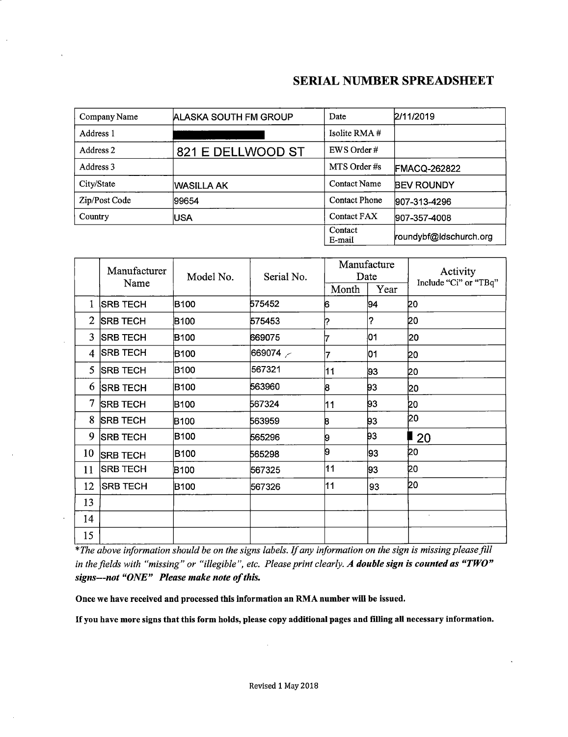# SERIAL NUMBER SPREADSHEET

| Company Name | ALASKA SOUTH FM GROUP | Date | 2/11/2019 |
|---|---|---|---|
| Address 1 | | Isolite RMA # | |
| Address 2 | 821 E DELLWOOD ST | EWS Order # | |
| Address 3 | | MTS Order #s | FMACQ-262822 |
| City/State | WASILLA AK | Contact Name | BEV ROUNDY |
| Zip/Post Code | 99654 | Contact Phone | 907-313-4296 |
| Country | USA | Contact FAX | 907-357-4008 |
| | | Contact E-mail | roundybf@ldschurch.org |

| | Manufacturer Name | Model No. | Serial No. | Manufacture Date | | Activity Include "Ci" or "TBq" |
|---|---|---|---|---|---|---|
| | | | | Month | Year | |
| 1 | SRB TECH | B100 | 575452 | 6 | 94 | 20 |
| 2 | SRB TECH | B100 | 575453 | ? | ? | 20 |
| 3 | SRB TECH | B100 | 669075 | 7 | 01 | 20 |
| 4 | SRB TECH | B100 | 669074 | 7 | 01 | 20 |
| 5 | SRB TECH | B100 | 567321 | 11 | 93 | 20 |
| 6 | SRB TECH | B100 | 563960 | 8 | 93 | 20 |
| 7 | SRB TECH | B100 | 567324 | 11 | 93 | 20 |
| 8 | SRB TECH | B100 | 563959 | 8 | 93 | 20 |
| 9 | SRB TECH | B100 | 565296 | 9 | 93 | 20 |
| 10 | SRB TECH | B100 | 565298 | 9 | 93 | 20 |
| 11 | SRB TECH | B100 | 567325 | 11 | 93 | 20 |
| 12 | SRB TECH | B100 | 567326 | 11 | 93 | 20 |
| 13 | | | | | | |
| 14 | | | | | | |
| 15 | | | | | | |

**The above information should be on the signs labels. If any information on the sign is missing please fill in the fields with "missing" or "illegible", etc. Please print clearly.* ***A double sign is counted as "TWO" signs--not "ONE" Please make note of this.***

**Once we have received and processed this information an RMA number will be issued.**

**If you have more signs that this form holds, please copy additional pages and filling all necessary information.**

Revised 1 May 2018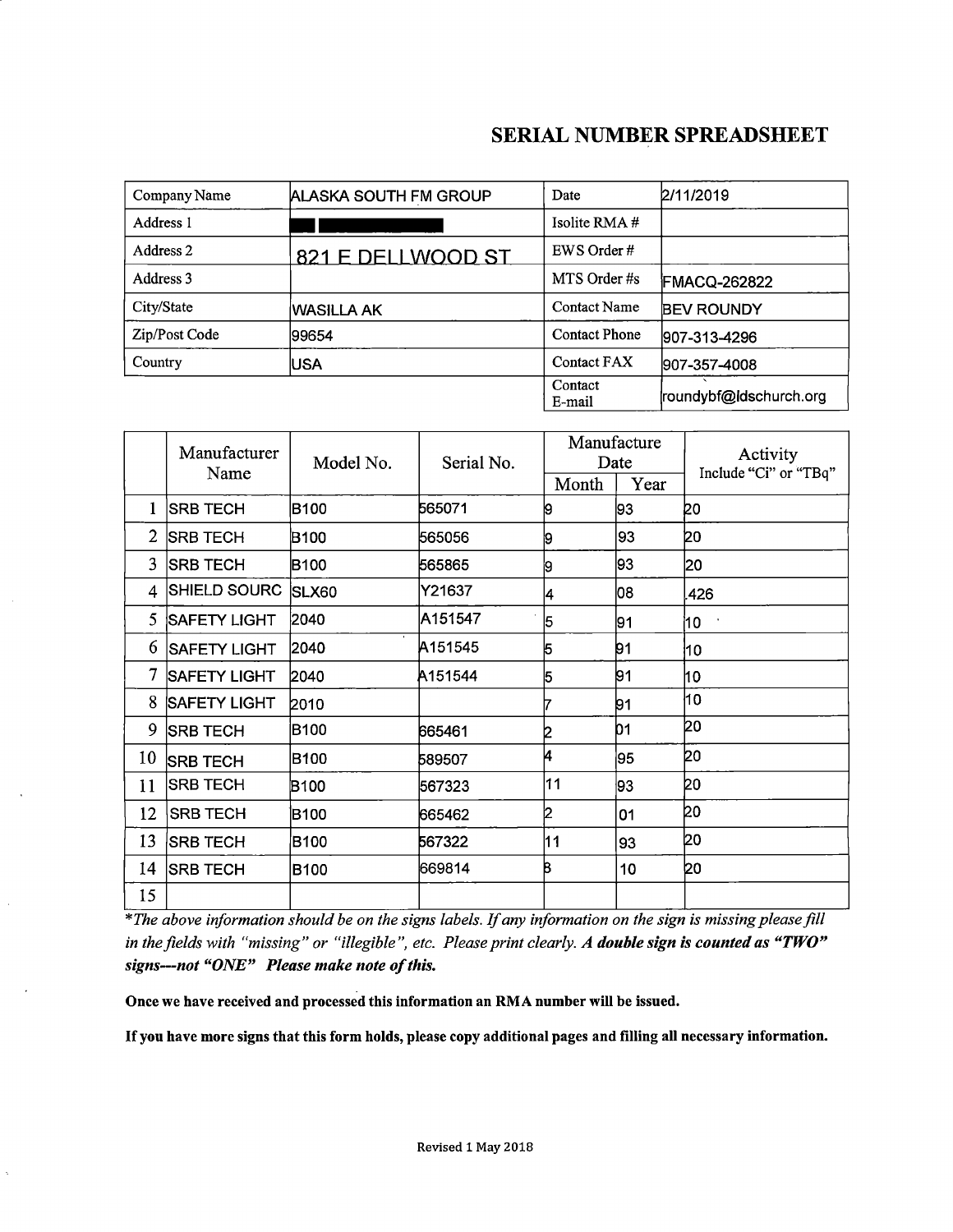# SERIAL NUMBER SPREADSHEET

| | | | |
|---|---|---|---|
| Company Name | ALASKA SOUTH FM GROUP | Date | 2/11/2019 |
| Address 1 | ███ ████████ | Isolite RMA # | |
| Address 2 | 821 E DELLWOOD ST | EWS Order # | |
| Address 3 | | MTS Order #s | FMACQ-262822 |
| City/State | WASILLA AK | Contact Name | BEV ROUNDY |
| Zip/Post Code | 99654 | Contact Phone | 907-313-4296 |
| Country | USA | Contact FAX | 907-357-4008 |
| | | Contact E-mail | roundybf@ldschurch.org |

| | Manufacturer Name | Model No. | Serial No. | Manufacture Date | | Activity Include "Ci" or "TBq" |
|---|---|---|---|---|---|---|
| | | | | Month | Year | |
| 1 | SRB TECH | B100 | 565071 | 9 | 93 | 20 |
| 2 | SRB TECH | B100 | 565056 | 9 | 93 | 20 |
| 3 | SRB TECH | B100 | 565865 | 9 | 93 | 20 |
| 4 | SHIELD SOURC | SLX60 | Y21637 | 4 | 08 | .426 |
| 5 | SAFETY LIGHT | 2040 | A151547 | 5 | 91 | 10 |
| 6 | SAFETY LIGHT | 2040 | A151545 | 5 | 91 | 10 |
| 7 | SAFETY LIGHT | 2040 | A151544 | 5 | 91 | 10 |
| 8 | SAFETY LIGHT | 2010 | | 7 | 91 | 10 |
| 9 | SRB TECH | B100 | 665461 | 2 | 01 | 20 |
| 10 | SRB TECH | B100 | 589507 | 4 | 95 | 20 |
| 11 | SRB TECH | B100 | 567323 | 11 | 93 | 20 |
| 12 | SRB TECH | B100 | 665462 | 2 | 01 | 20 |
| 13 | SRB TECH | B100 | 567322 | 11 | 93 | 20 |
| 14 | SRB TECH | B100 | 669814 | 8 | 10 | 20 |
| 15 | | | | | | |

*\*The above information should be on the signs labels. If any information on the sign is missing please fill in the fields with "missing" or "illegible", etc. Please print clearly.* ***A double sign is counted as "TWO" signs---not "ONE" Please make note of this.***

**Once we have received and processed this information an RMA number will be issued.**

**If you have more signs that this form holds, please copy additional pages and filling all necessary information.**

Revised 1 May 2018